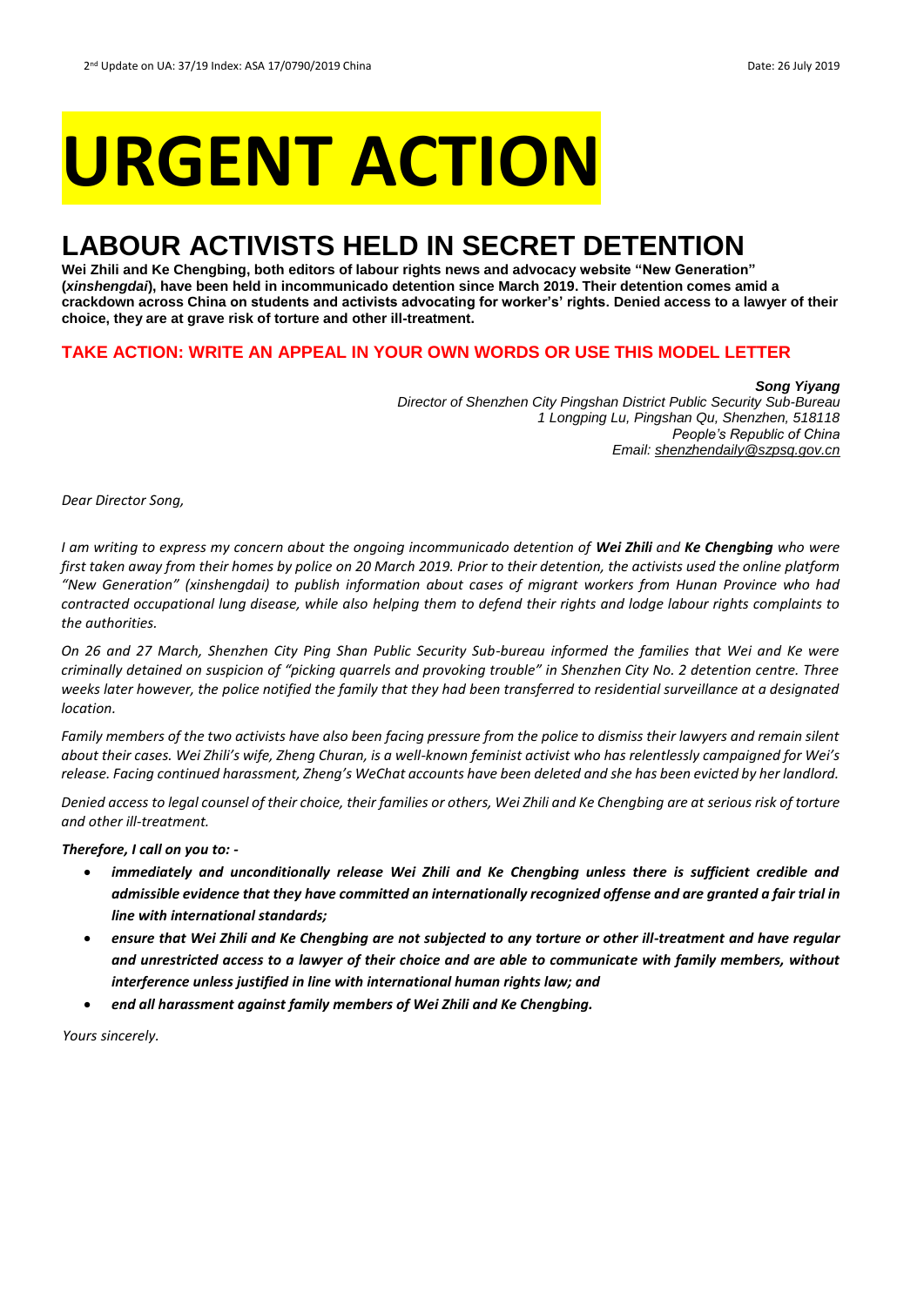# URGENT ACTION

## LABOUR ACTIVISTS HELD IN SECRET DETENTION

**Wei Zhili and Ke Chengbing, both editors of labour rights news and advocacy website "New Generation" (*xinshengdai*), have been held in incommunicado detention since March 2019. Their detention comes amid a crackdown across China on students and activists advocating for worker's' rights. Denied access to a lawyer of their choice, they are at grave risk of torture and other ill-treatment.**

### TAKE ACTION: WRITE AN APPEAL IN YOUR OWN WORDS OR USE THIS MODEL LETTER

***Song Yiyang***
*Director of Shenzhen City Pingshan District Public Security Sub-Bureau*
*1 Longping Lu, Pingshan Qu, Shenzhen, 518118*
*People's Republic of China*
*Email: shenzhendaily@szpsq.gov.cn*

*Dear Director Song,*

*I am writing to express my concern about the ongoing incommunicado detention of **Wei Zhili** and **Ke Chengbing** who were first taken away from their homes by police on 20 March 2019. Prior to their detention, the activists used the online platform "New Generation" (xinshengdai) to publish information about cases of migrant workers from Hunan Province who had contracted occupational lung disease, while also helping them to defend their rights and lodge labour rights complaints to the authorities.*

*On 26 and 27 March, Shenzhen City Ping Shan Public Security Sub-bureau informed the families that Wei and Ke were criminally detained on suspicion of "picking quarrels and provoking trouble" in Shenzhen City No. 2 detention centre. Three weeks later however, the police notified the family that they had been transferred to residential surveillance at a designated location.*

*Family members of the two activists have also been facing pressure from the police to dismiss their lawyers and remain silent about their cases. Wei Zhili's wife, Zheng Churan, is a well-known feminist activist who has relentlessly campaigned for Wei's release. Facing continued harassment, Zheng's WeChat accounts have been deleted and she has been evicted by her landlord.*

*Denied access to legal counsel of their choice, their families or others, Wei Zhili and Ke Chengbing are at serious risk of torture and other ill-treatment.*

***Therefore, I call on you to: -***

- ***immediately and unconditionally release Wei Zhili and Ke Chengbing unless there is sufficient credible and admissible evidence that they have committed an internationally recognized offense and are granted a fair trial in line with international standards;***
- ***ensure that Wei Zhili and Ke Chengbing are not subjected to any torture or other ill-treatment and have regular and unrestricted access to a lawyer of their choice and are able to communicate with family members, without interference unless justified in line with international human rights law; and***
- ***end all harassment against family members of Wei Zhili and Ke Chengbing.***

*Yours sincerely.*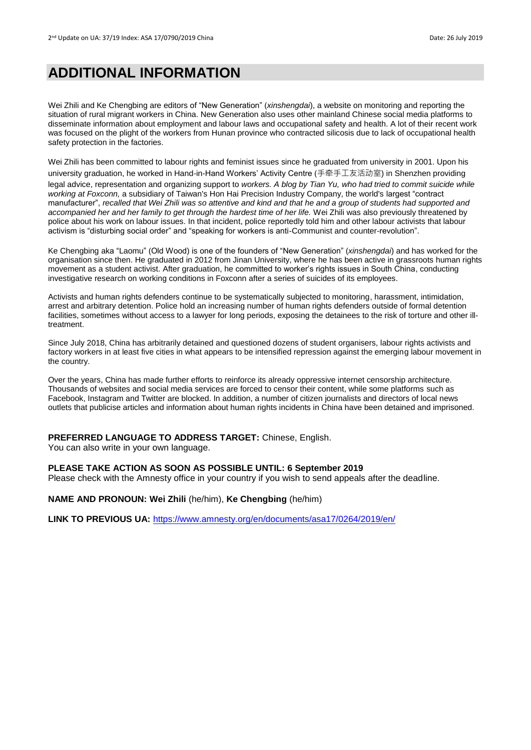# ADDITIONAL INFORMATION

Wei Zhili and Ke Chengbing are editors of "New Generation" (*xinshengdai*), a website on monitoring and reporting the situation of rural migrant workers in China. New Generation also uses other mainland Chinese social media platforms to disseminate information about employment and labour laws and occupational safety and health. A lot of their recent work was focused on the plight of the workers from Hunan province who contracted silicosis due to lack of occupational health safety protection in the factories.

Wei Zhili has been committed to labour rights and feminist issues since he graduated from university in 2001. Upon his university graduation, he worked in Hand-in-Hand Workers' Activity Centre (手牵手工友活动室) in Shenzhen providing legal advice, representation and organizing support to *workers. A blog by Tian Yu, who had tried to commit suicide while working at Foxconn,* a subsidiary of Taiwan's Hon Hai Precision Industry Company, the world's largest "contract manufacturer", *recalled that Wei Zhili was so attentive and kind and that he and a group of students had supported and accompanied her and her family to get through the hardest time of her life.* Wei Zhili was also previously threatened by police about his work on labour issues. In that incident, police reportedly told him and other labour activists that labour activism is "disturbing social order" and "speaking for workers is anti-Communist and counter-revolution".

Ke Chengbing aka "Laomu" (Old Wood) is one of the founders of "New Generation" (*xinshengdai*) and has worked for the organisation since then. He graduated in 2012 from Jinan University, where he has been active in grassroots human rights movement as a student activist. After graduation, he committed to worker's rights issues in South China, conducting investigative research on working conditions in Foxconn after a series of suicides of its employees.

Activists and human rights defenders continue to be systematically subjected to monitoring, harassment, intimidation, arrest and arbitrary detention. Police hold an increasing number of human rights defenders outside of formal detention facilities, sometimes without access to a lawyer for long periods, exposing the detainees to the risk of torture and other ill-treatment.

Since July 2018, China has arbitrarily detained and questioned dozens of student organisers, labour rights activists and factory workers in at least five cities in what appears to be intensified repression against the emerging labour movement in the country.

Over the years, China has made further efforts to reinforce its already oppressive internet censorship architecture. Thousands of websites and social media services are forced to censor their content, while some platforms such as Facebook, Instagram and Twitter are blocked. In addition, a number of citizen journalists and directors of local news outlets that publicise articles and information about human rights incidents in China have been detained and imprisoned.

**PREFERRED LANGUAGE TO ADDRESS TARGET:** Chinese, English.
You can also write in your own language.

**PLEASE TAKE ACTION AS SOON AS POSSIBLE UNTIL: 6 September 2019**
Please check with the Amnesty office in your country if you wish to send appeals after the deadline.

**NAME AND PRONOUN: Wei Zhili** (he/him), **Ke Chengbing** (he/him)

**LINK TO PREVIOUS UA:** https://www.amnesty.org/en/documents/asa17/0264/2019/en/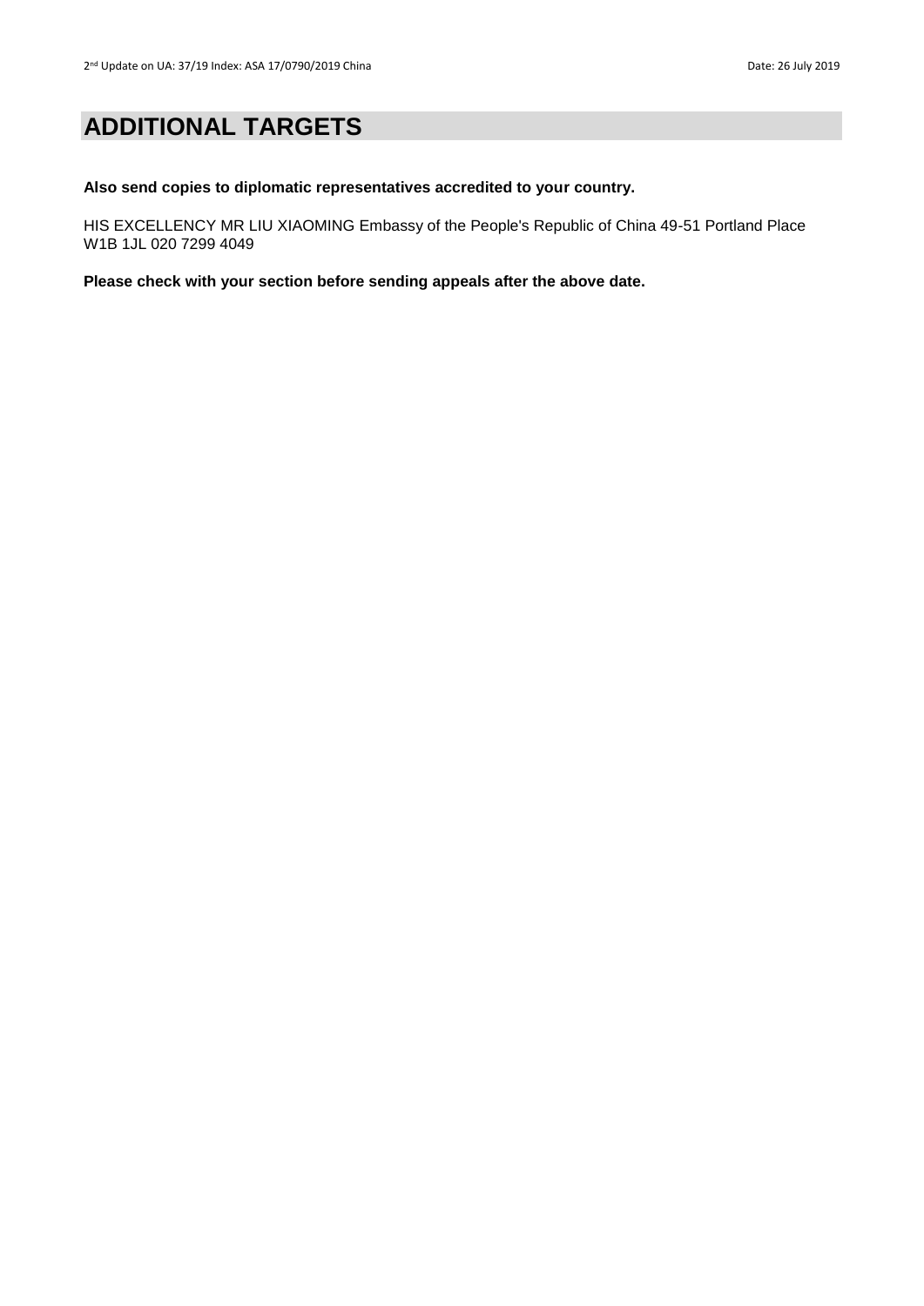# ADDITIONAL TARGETS

**Also send copies to diplomatic representatives accredited to your country.**

HIS EXCELLENCY MR LIU XIAOMING Embassy of the People's Republic of China 49-51 Portland Place W1B 1JL 020 7299 4049

**Please check with your section before sending appeals after the above date.**